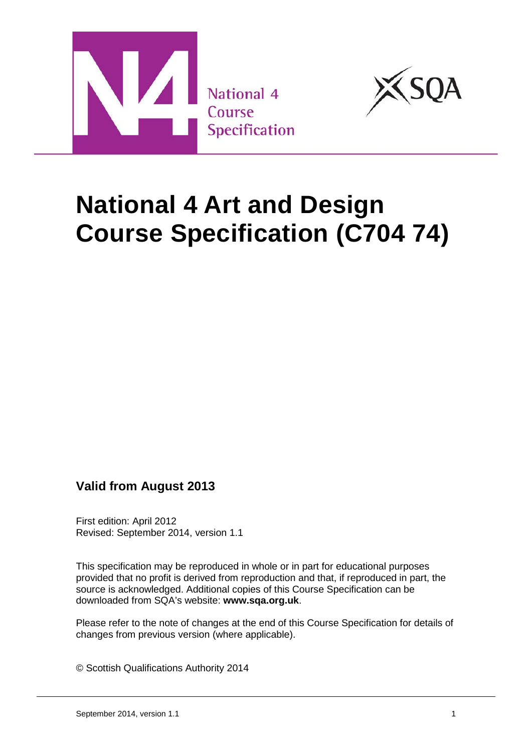National 4
Course
Specification

# National 4 Art and Design Course Specification (C704 74)

**Valid from August 2013**

First edition: April 2012
Revised: September 2014, version 1.1

This specification may be reproduced in whole or in part for educational purposes provided that no profit is derived from reproduction and that, if reproduced in part, the source is acknowledged. Additional copies of this Course Specification can be downloaded from SQA's website: **www.sqa.org.uk**.

Please refer to the note of changes at the end of this Course Specification for details of changes from previous version (where applicable).

© Scottish Qualifications Authority 2014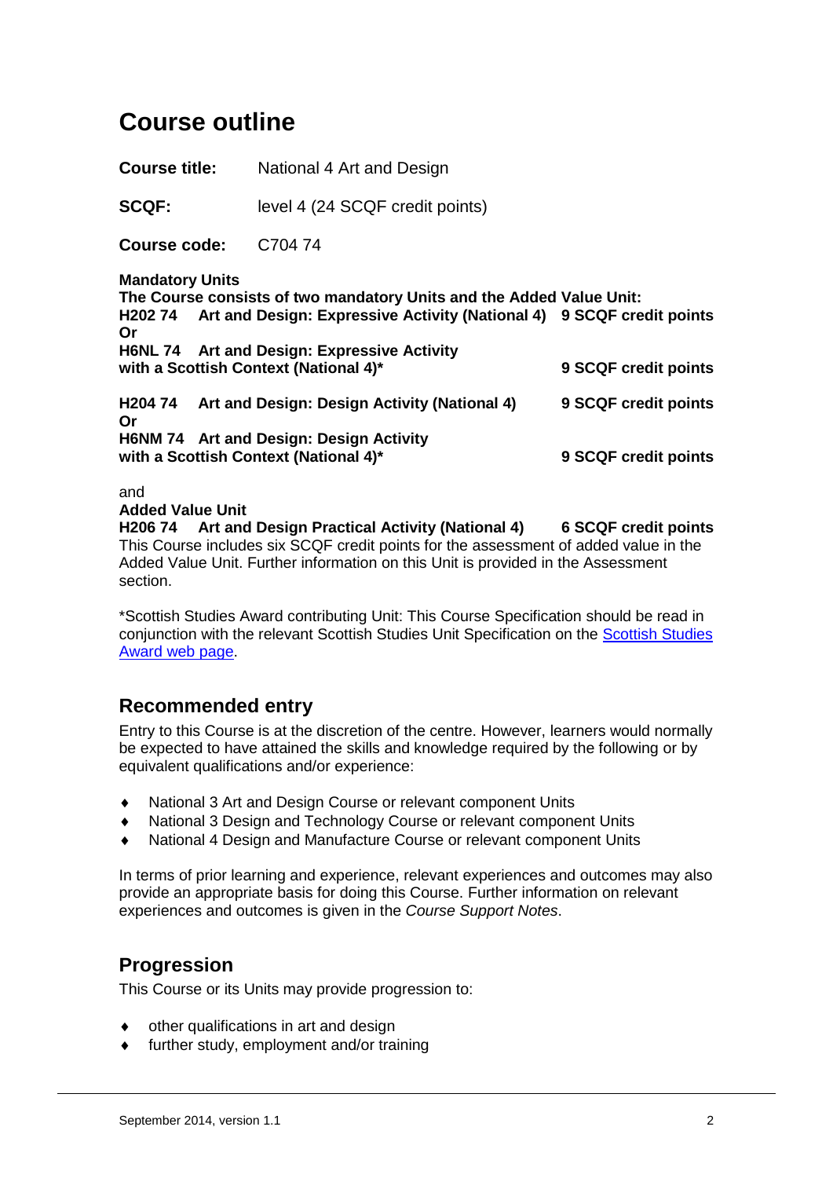# Course outline

**Course title:** National 4 Art and Design

**SCQF:** level 4 (24 SCQF credit points)

**Course code:** C704 74

**Mandatory Units**

**The Course consists of two mandatory Units and the Added Value Unit:**

**H202 74 Art and Design: Expressive Activity (National 4) 9 SCQF credit points**

**Or**

**H6NL 74 Art and Design: Expressive Activity with a Scottish Context (National 4)* 9 SCQF credit points**

**H204 74 Art and Design: Design Activity (National 4) 9 SCQF credit points**

**Or**

**H6NM 74 Art and Design: Design Activity with a Scottish Context (National 4)* 9 SCQF credit points**

and

**Added Value Unit**

**H206 74 Art and Design Practical Activity (National 4) 6 SCQF credit points**

This Course includes six SCQF credit points for the assessment of added value in the Added Value Unit. Further information on this Unit is provided in the Assessment section.

*Scottish Studies Award contributing Unit: This Course Specification should be read in conjunction with the relevant Scottish Studies Unit Specification on the Scottish Studies Award web page.

## Recommended entry

Entry to this Course is at the discretion of the centre. However, learners would normally be expected to have attained the skills and knowledge required by the following or by equivalent qualifications and/or experience:

- National 3 Art and Design Course or relevant component Units
- National 3 Design and Technology Course or relevant component Units
- National 4 Design and Manufacture Course or relevant component Units

In terms of prior learning and experience, relevant experiences and outcomes may also provide an appropriate basis for doing this Course. Further information on relevant experiences and outcomes is given in the *Course Support Notes*.

## Progression

This Course or its Units may provide progression to:

- other qualifications in art and design
- further study, employment and/or training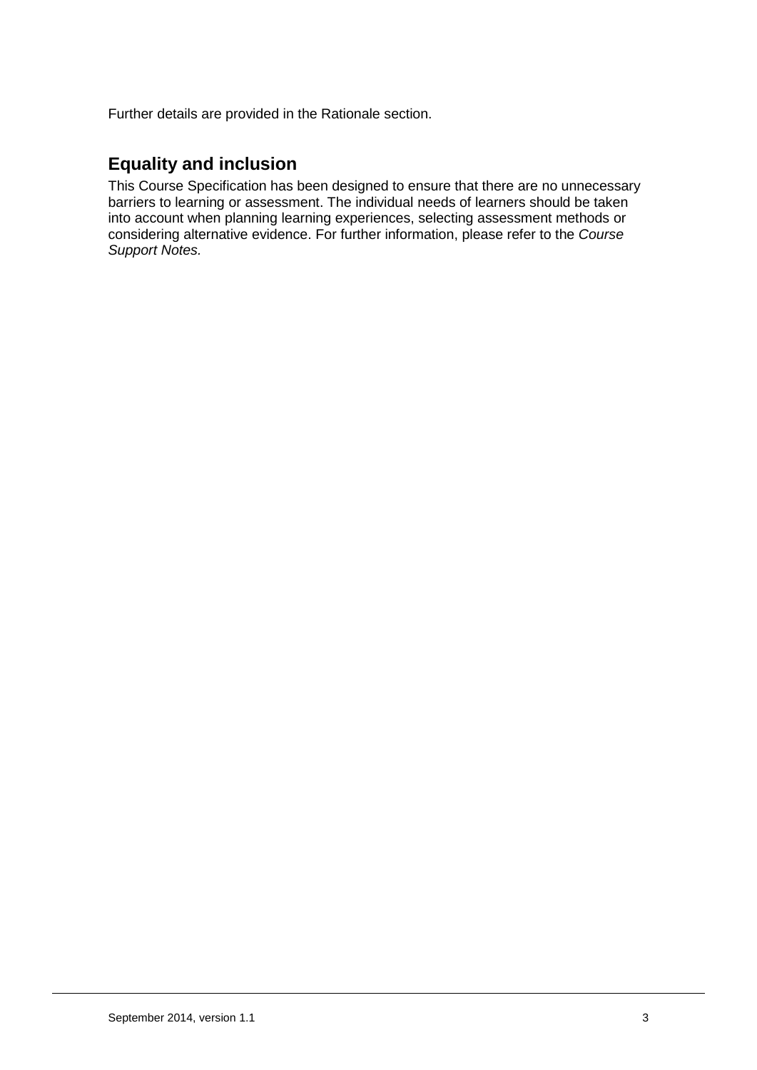Further details are provided in the Rationale section.

## Equality and inclusion

This Course Specification has been designed to ensure that there are no unnecessary barriers to learning or assessment. The individual needs of learners should be taken into account when planning learning experiences, selecting assessment methods or considering alternative evidence. For further information, please refer to the *Course Support Notes.*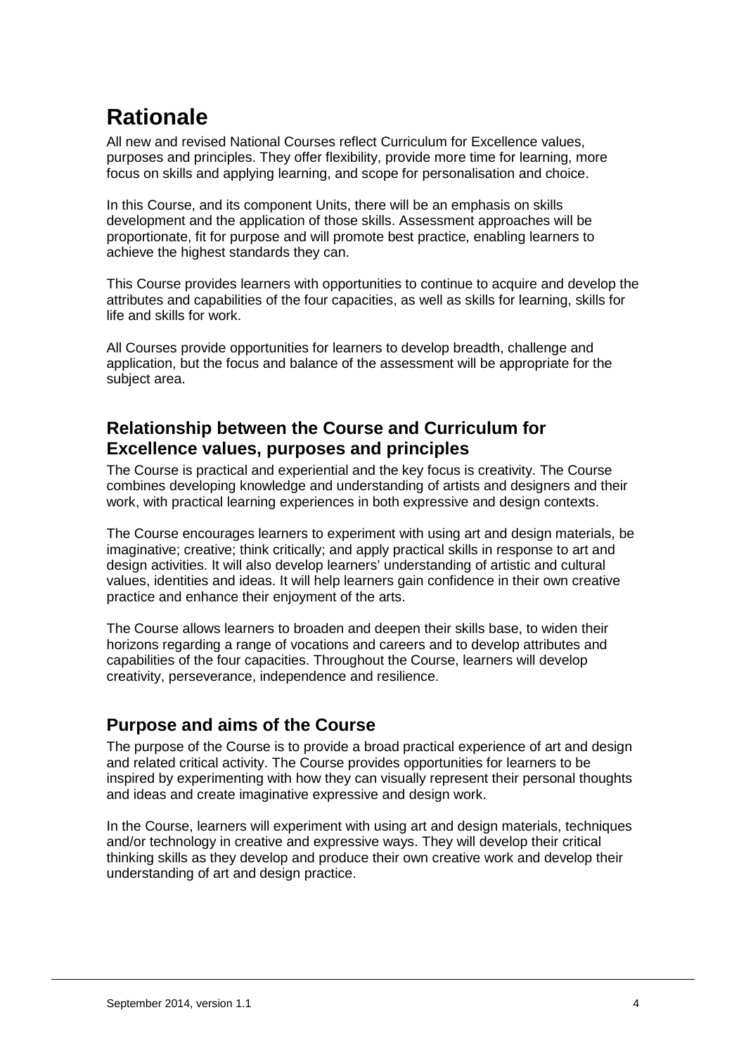# Rationale

All new and revised National Courses reflect Curriculum for Excellence values, purposes and principles. They offer flexibility, provide more time for learning, more focus on skills and applying learning, and scope for personalisation and choice.

In this Course, and its component Units, there will be an emphasis on skills development and the application of those skills. Assessment approaches will be proportionate, fit for purpose and will promote best practice, enabling learners to achieve the highest standards they can.

This Course provides learners with opportunities to continue to acquire and develop the attributes and capabilities of the four capacities, as well as skills for learning, skills for life and skills for work.

All Courses provide opportunities for learners to develop breadth, challenge and application, but the focus and balance of the assessment will be appropriate for the subject area.

## Relationship between the Course and Curriculum for Excellence values, purposes and principles

The Course is practical and experiential and the key focus is creativity. The Course combines developing knowledge and understanding of artists and designers and their work, with practical learning experiences in both expressive and design contexts.

The Course encourages learners to experiment with using art and design materials, be imaginative; creative; think critically; and apply practical skills in response to art and design activities. It will also develop learners' understanding of artistic and cultural values, identities and ideas. It will help learners gain confidence in their own creative practice and enhance their enjoyment of the arts.

The Course allows learners to broaden and deepen their skills base, to widen their horizons regarding a range of vocations and careers and to develop attributes and capabilities of the four capacities. Throughout the Course, learners will develop creativity, perseverance, independence and resilience.

## Purpose and aims of the Course

The purpose of the Course is to provide a broad practical experience of art and design and related critical activity. The Course provides opportunities for learners to be inspired by experimenting with how they can visually represent their personal thoughts and ideas and create imaginative expressive and design work.

In the Course, learners will experiment with using art and design materials, techniques and/or technology in creative and expressive ways. They will develop their critical thinking skills as they develop and produce their own creative work and develop their understanding of art and design practice.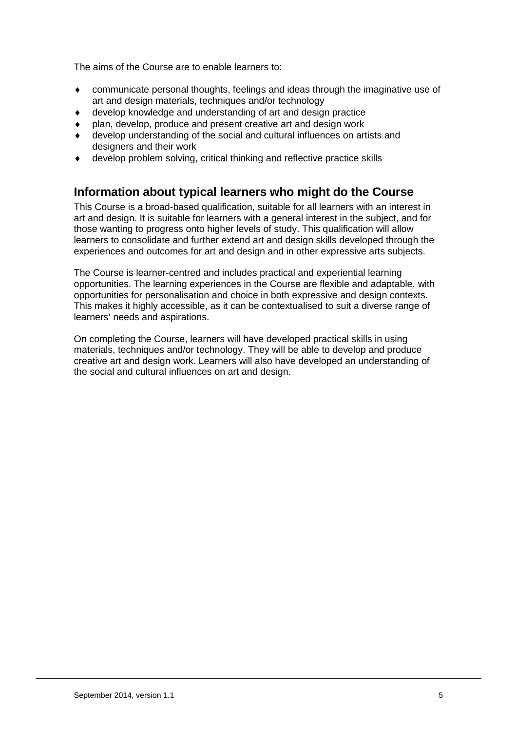The aims of the Course are to enable learners to:

- communicate personal thoughts, feelings and ideas through the imaginative use of art and design materials, techniques and/or technology
- develop knowledge and understanding of art and design practice
- plan, develop, produce and present creative art and design work
- develop understanding of the social and cultural influences on artists and designers and their work
- develop problem solving, critical thinking and reflective practice skills

## Information about typical learners who might do the Course

This Course is a broad-based qualification, suitable for all learners with an interest in art and design. It is suitable for learners with a general interest in the subject, and for those wanting to progress onto higher levels of study. This qualification will allow learners to consolidate and further extend art and design skills developed through the experiences and outcomes for art and design and in other expressive arts subjects.

The Course is learner-centred and includes practical and experiential learning opportunities. The learning experiences in the Course are flexible and adaptable, with opportunities for personalisation and choice in both expressive and design contexts. This makes it highly accessible, as it can be contextualised to suit a diverse range of learners' needs and aspirations.

On completing the Course, learners will have developed practical skills in using materials, techniques and/or technology. They will be able to develop and produce creative art and design work. Learners will also have developed an understanding of the social and cultural influences on art and design.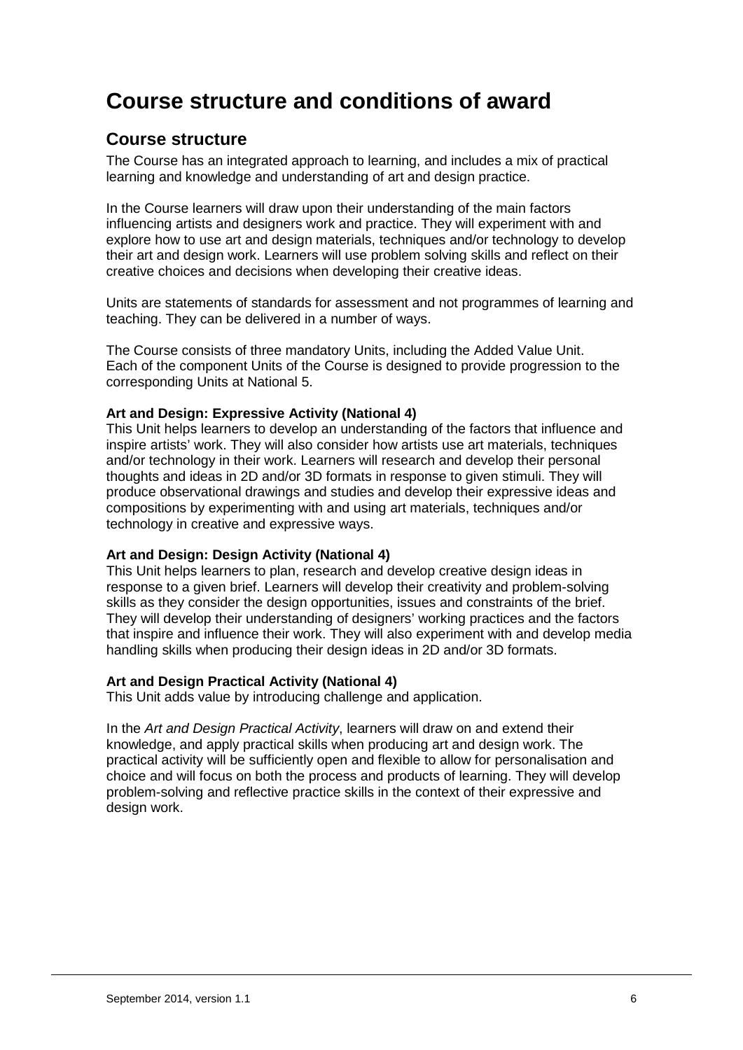# Course structure and conditions of award

## Course structure

The Course has an integrated approach to learning, and includes a mix of practical learning and knowledge and understanding of art and design practice.

In the Course learners will draw upon their understanding of the main factors influencing artists and designers work and practice. They will experiment with and explore how to use art and design materials, techniques and/or technology to develop their art and design work. Learners will use problem solving skills and reflect on their creative choices and decisions when developing their creative ideas.

Units are statements of standards for assessment and not programmes of learning and teaching. They can be delivered in a number of ways.

The Course consists of three mandatory Units, including the Added Value Unit. Each of the component Units of the Course is designed to provide progression to the corresponding Units at National 5.

**Art and Design: Expressive Activity (National 4)**
This Unit helps learners to develop an understanding of the factors that influence and inspire artists' work. They will also consider how artists use art materials, techniques and/or technology in their work. Learners will research and develop their personal thoughts and ideas in 2D and/or 3D formats in response to given stimuli. They will produce observational drawings and studies and develop their expressive ideas and compositions by experimenting with and using art materials, techniques and/or technology in creative and expressive ways.

**Art and Design: Design Activity (National 4)**
This Unit helps learners to plan, research and develop creative design ideas in response to a given brief. Learners will develop their creativity and problem-solving skills as they consider the design opportunities, issues and constraints of the brief. They will develop their understanding of designers' working practices and the factors that inspire and influence their work. They will also experiment with and develop media handling skills when producing their design ideas in 2D and/or 3D formats.

**Art and Design Practical Activity (National 4)**
This Unit adds value by introducing challenge and application.

In the *Art and Design Practical Activity*, learners will draw on and extend their knowledge, and apply practical skills when producing art and design work. The practical activity will be sufficiently open and flexible to allow for personalisation and choice and will focus on both the process and products of learning. They will develop problem-solving and reflective practice skills in the context of their expressive and design work.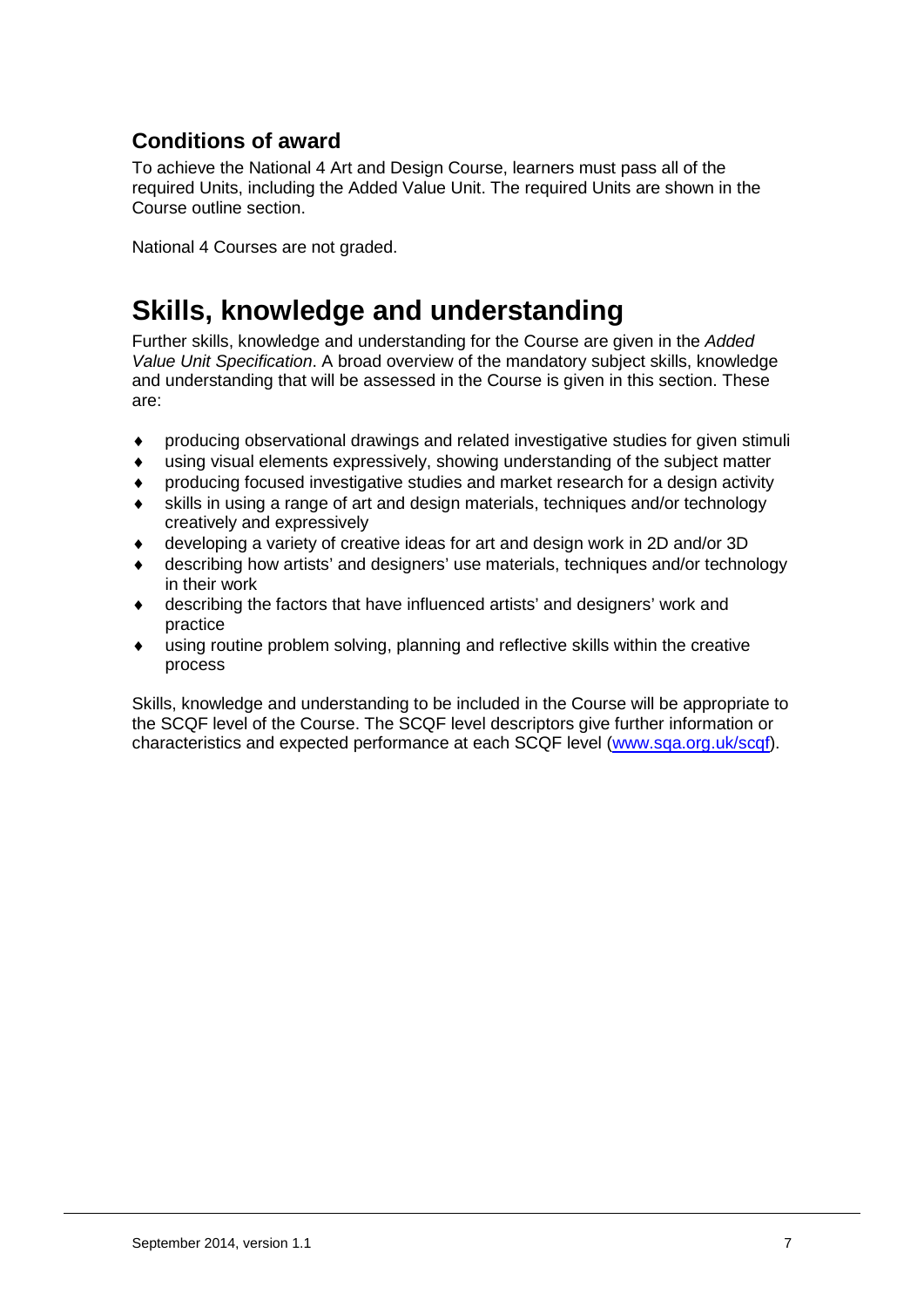## Conditions of award

To achieve the National 4 Art and Design Course, learners must pass all of the required Units, including the Added Value Unit. The required Units are shown in the Course outline section.

National 4 Courses are not graded.

# Skills, knowledge and understanding

Further skills, knowledge and understanding for the Course are given in the *Added Value Unit Specification*. A broad overview of the mandatory subject skills, knowledge and understanding that will be assessed in the Course is given in this section. These are:

- producing observational drawings and related investigative studies for given stimuli
- using visual elements expressively, showing understanding of the subject matter
- producing focused investigative studies and market research for a design activity
- skills in using a range of art and design materials, techniques and/or technology creatively and expressively
- developing a variety of creative ideas for art and design work in 2D and/or 3D
- describing how artists' and designers' use materials, techniques and/or technology in their work
- describing the factors that have influenced artists' and designers' work and practice
- using routine problem solving, planning and reflective skills within the creative process

Skills, knowledge and understanding to be included in the Course will be appropriate to the SCQF level of the Course. The SCQF level descriptors give further information or characteristics and expected performance at each SCQF level (www.sqa.org.uk/scqf).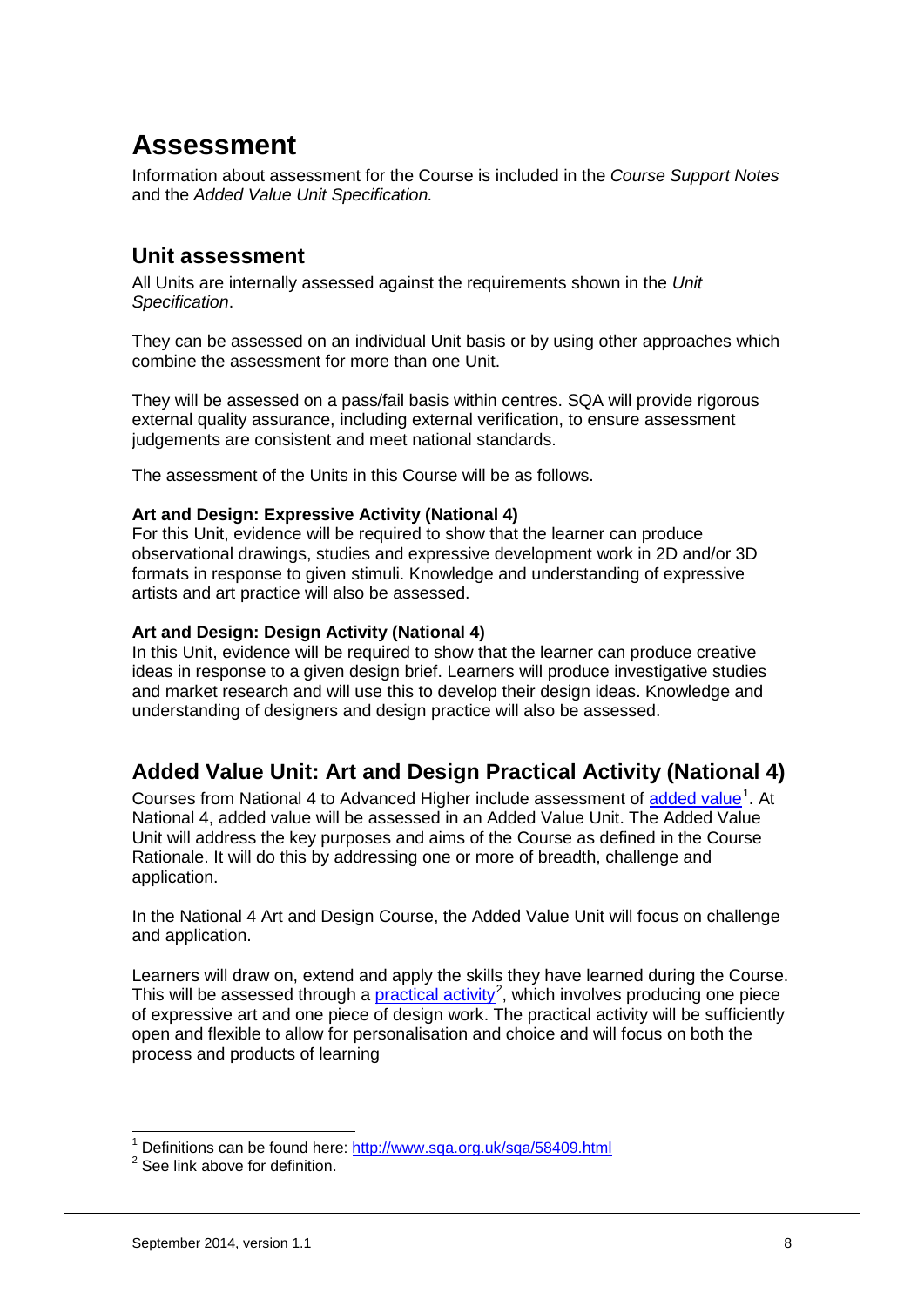# Assessment

Information about assessment for the Course is included in the *Course Support Notes* and the *Added Value Unit Specification.*

## Unit assessment

All Units are internally assessed against the requirements shown in the *Unit Specification*.

They can be assessed on an individual Unit basis or by using other approaches which combine the assessment for more than one Unit.

They will be assessed on a pass/fail basis within centres. SQA will provide rigorous external quality assurance, including external verification, to ensure assessment judgements are consistent and meet national standards.

The assessment of the Units in this Course will be as follows.

**Art and Design: Expressive Activity (National 4)**
For this Unit, evidence will be required to show that the learner can produce observational drawings, studies and expressive development work in 2D and/or 3D formats in response to given stimuli. Knowledge and understanding of expressive artists and art practice will also be assessed.

**Art and Design: Design Activity (National 4)**
In this Unit, evidence will be required to show that the learner can produce creative ideas in response to a given design brief. Learners will produce investigative studies and market research and will use this to develop their design ideas. Knowledge and understanding of designers and design practice will also be assessed.

## Added Value Unit: Art and Design Practical Activity (National 4)

Courses from National 4 to Advanced Higher include assessment of added value[1]. At National 4, added value will be assessed in an Added Value Unit. The Added Value Unit will address the key purposes and aims of the Course as defined in the Course Rationale. It will do this by addressing one or more of breadth, challenge and application.

In the National 4 Art and Design Course, the Added Value Unit will focus on challenge and application.

Learners will draw on, extend and apply the skills they have learned during the Course. This will be assessed through a practical activity[2], which involves producing one piece of expressive art and one piece of design work. The practical activity will be sufficiently open and flexible to allow for personalisation and choice and will focus on both the process and products of learning

---

[1] Definitions can be found here: http://www.sqa.org.uk/sqa/58409.html

[2] See link above for definition.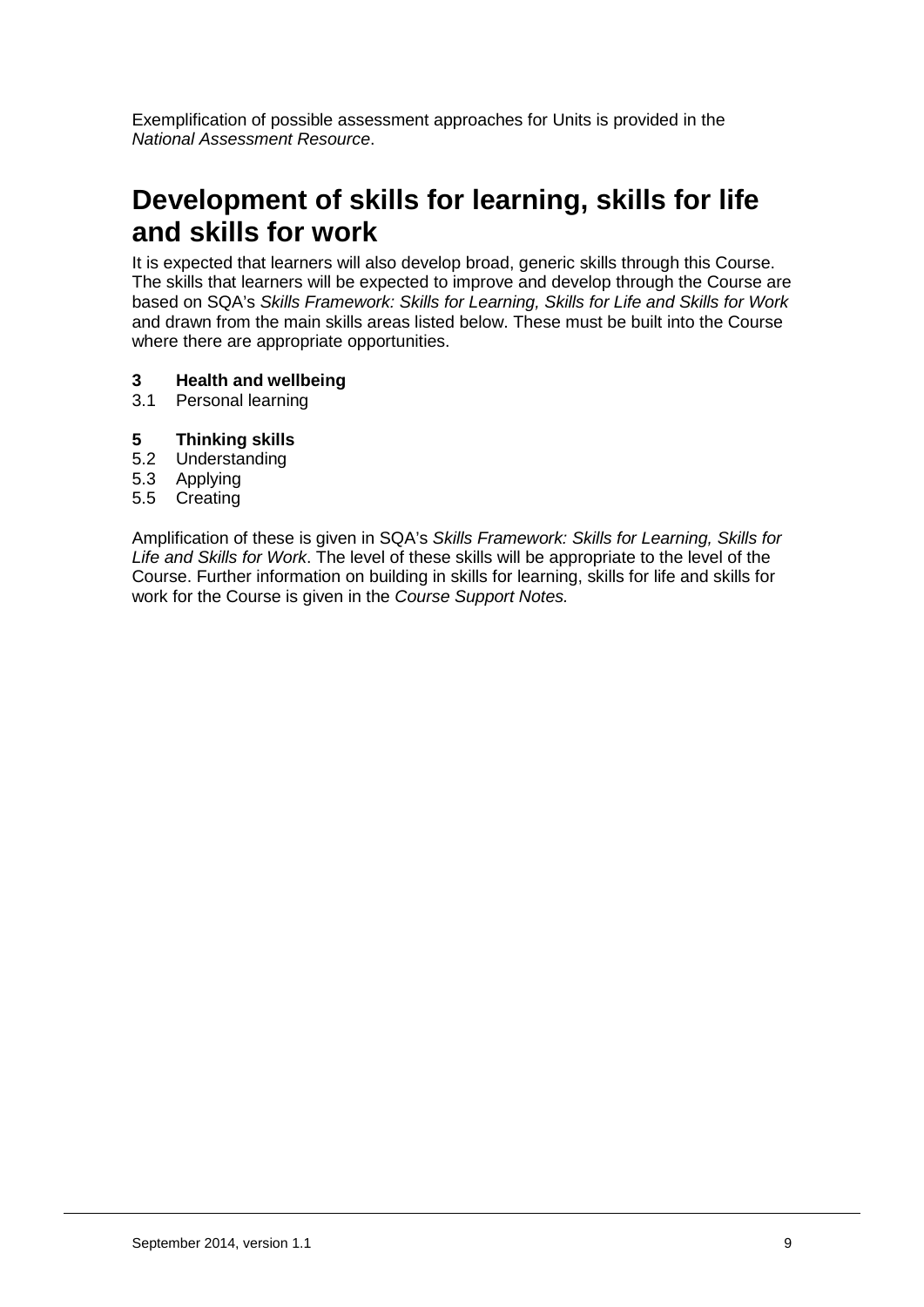Exemplification of possible assessment approaches for Units is provided in the *National Assessment Resource*.

# Development of skills for learning, skills for life and skills for work

It is expected that learners will also develop broad, generic skills through this Course. The skills that learners will be expected to improve and develop through the Course are based on SQA's *Skills Framework: Skills for Learning, Skills for Life and Skills for Work* and drawn from the main skills areas listed below. These must be built into the Course where there are appropriate opportunities.

**3 Health and wellbeing**

3.1 Personal learning

**5 Thinking skills**

5.2 Understanding
5.3 Applying
5.5 Creating

Amplification of these is given in SQA's *Skills Framework: Skills for Learning, Skills for Life and Skills for Work*. The level of these skills will be appropriate to the level of the Course. Further information on building in skills for learning, skills for life and skills for work for the Course is given in the *Course Support Notes.*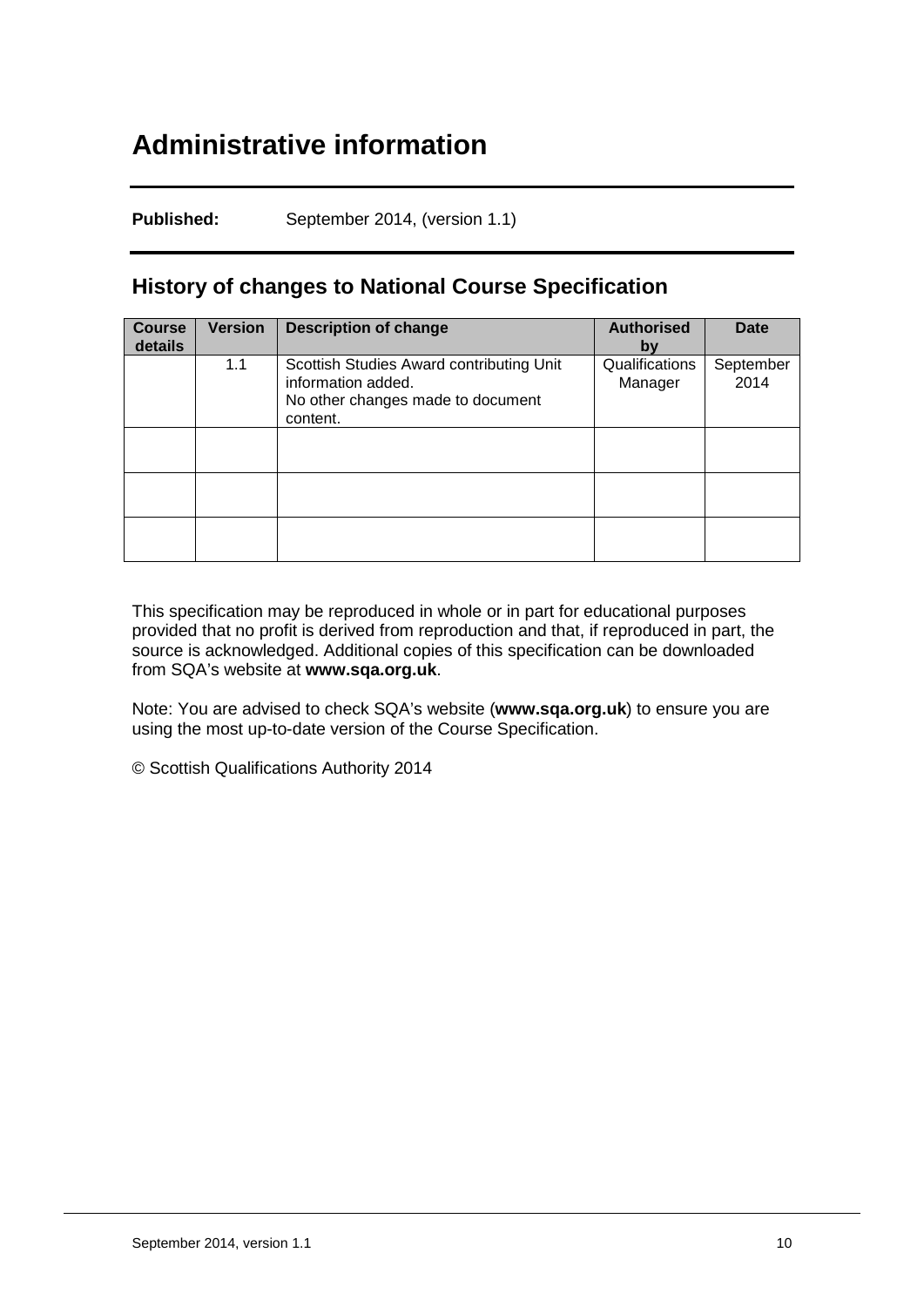# Administrative information

**Published:** September 2014, (version 1.1)

## History of changes to National Course Specification

| Course details | Version | Description of change | Authorised by | Date |
|---|---|---|---|---|
| | 1.1 | Scottish Studies Award contributing Unit information added.<br>No other changes made to document content. | Qualifications Manager | September 2014 |
| | | | | |
| | | | | |
| | | | | |

This specification may be reproduced in whole or in part for educational purposes provided that no profit is derived from reproduction and that, if reproduced in part, the source is acknowledged. Additional copies of this specification can be downloaded from SQA's website at **www.sqa.org.uk**.

Note: You are advised to check SQA's website (**www.sqa.org.uk**) to ensure you are using the most up-to-date version of the Course Specification.

© Scottish Qualifications Authority 2014